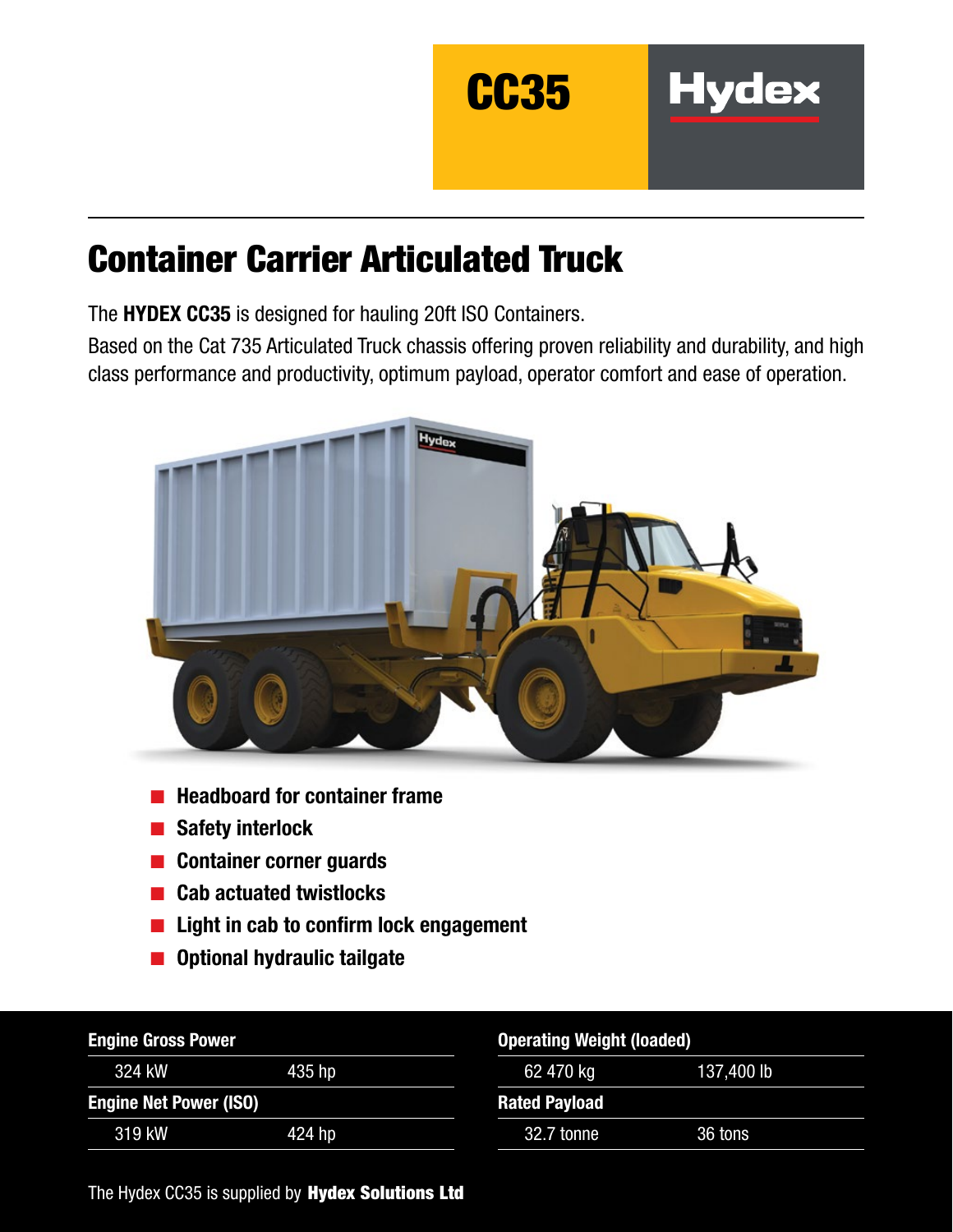CC35 Hydex

# Container Carrier Articulated Truck

The **HYDEX CC35** is designed for hauling 20ft ISO Containers.

Based on the Cat 735 Articulated Truck chassis offering proven reliability and durability, and high class performance and productivity, optimum payload, operator comfort and ease of operation.

- **Headboard for container frame**
- **Safety interlock**
- **Container corner guards**
- **Cab actuated twistlocks**
- **Light in cab to confirm lock engagement**
- **Optional hydraulic tailgate**

| **Engine Gross Power** | |
|---|---|
| 324 kW | 435 hp |
| **Engine Net Power (ISO)** | |
| 319 kW | 424 hp |

| **Operating Weight (loaded)** | |
|---|---|
| 62 470 kg | 137,400 lb |
| **Rated Payload** | |
| 32.7 tonne | 36 tons |

The Hydex CC35 is supplied by **Hydex Solutions Ltd**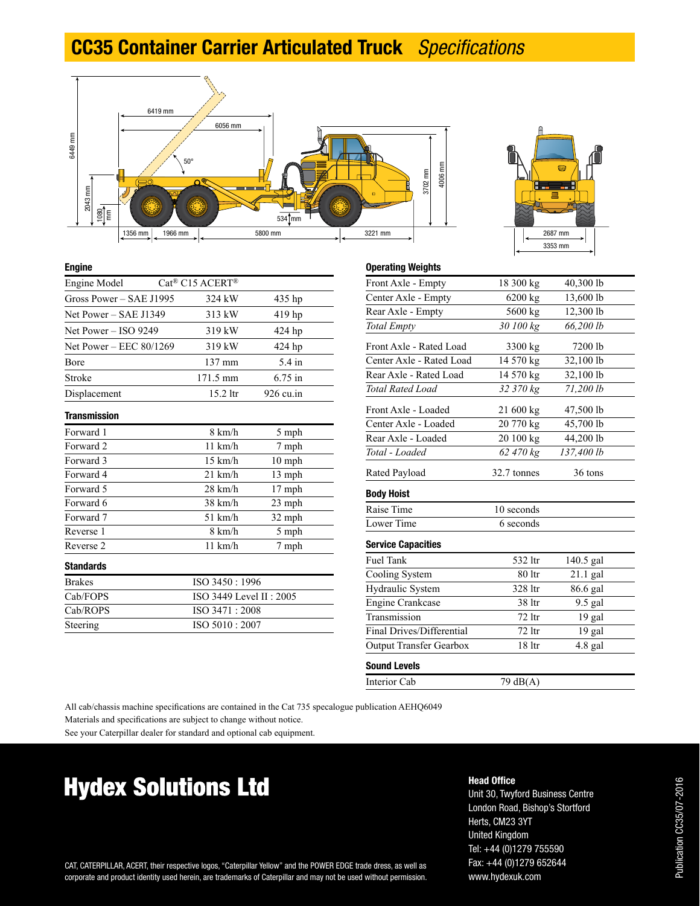# CC35 Container Carrier Articulated Truck *Specifications*

6449 mm
6419 mm
6056 mm
50°
2043 mm
1080 mm
534 mm
3702 mm
4006 mm
1356 mm
1966 mm
5800 mm
3221 mm
2687 mm
3353 mm

### Engine

| | | |
|---|---|---|
| Engine Model | Cat® C15 ACERT® | |
| Gross Power – SAE J1995 | 324 kW | 435 hp |
| Net Power – SAE J1349 | 313 kW | 419 hp |
| Net Power – ISO 9249 | 319 kW | 424 hp |
| Net Power – EEC 80/1269 | 319 kW | 424 hp |
| Bore | 137 mm | 5.4 in |
| Stroke | 171.5 mm | 6.75 in |
| Displacement | 15.2 ltr | 926 cu.in |

### Transmission

| | | |
|---|---|---|
| Forward 1 | 8 km/h | 5 mph |
| Forward 2 | 11 km/h | 7 mph |
| Forward 3 | 15 km/h | 10 mph |
| Forward 4 | 21 km/h | 13 mph |
| Forward 5 | 28 km/h | 17 mph |
| Forward 6 | 38 km/h | 23 mph |
| Forward 7 | 51 km/h | 32 mph |
| Reverse 1 | 8 km/h | 5 mph |
| Reverse 2 | 11 km/h | 7 mph |

### Standards

| | |
|---|---|
| Brakes | ISO 3450 : 1996 |
| Cab/FOPS | ISO 3449 Level II : 2005 |
| Cab/ROPS | ISO 3471 : 2008 |
| Steering | ISO 5010 : 2007 |

### Operating Weights

| | | |
|---|---|---|
| Front Axle - Empty | 18 300 kg | 40,300 lb |
| Center Axle - Empty | 6200 kg | 13,600 lb |
| Rear Axle - Empty | 5600 kg | 12,300 lb |
| *Total Empty* | *30 100 kg* | *66,200 lb* |
| Front Axle - Rated Load | 3300 kg | 7200 lb |
| Center Axle - Rated Load | 14 570 kg | 32,100 lb |
| Rear Axle - Rated Load | 14 570 kg | 32,100 lb |
| *Total Rated Load* | *32 370 kg* | *71,200 lb* |
| Front Axle - Loaded | 21 600 kg | 47,500 lb |
| Center Axle - Loaded | 20 770 kg | 45,700 lb |
| Rear Axle - Loaded | 20 100 kg | 44,200 lb |
| *Total - Loaded* | *62 470 kg* | *137,400 lb* |
| Rated Payload | 32.7 tonnes | 36 tons |

### Body Hoist

| | |
|---|---|
| Raise Time | 10 seconds |
| Lower Time | 6 seconds |

### Service Capacities

| | | |
|---|---|---|
| Fuel Tank | 532 ltr | 140.5 gal |
| Cooling System | 80 ltr | 21.1 gal |
| Hydraulic System | 328 ltr | 86.6 gal |
| Engine Crankcase | 38 ltr | 9.5 gal |
| Transmission | 72 ltr | 19 gal |
| Final Drives/Differential | 72 ltr | 19 gal |
| Output Transfer Gearbox | 18 ltr | 4.8 gal |

### Sound Levels

| | |
|---|---|
| Interior Cab | 79 dB(A) |

All cab/chassis machine specifications are contained in the Cat 735 specalogue publication AEHQ6049
Materials and specifications are subject to change without notice.
See your Caterpillar dealer for standard and optional cab equipment.

# Hydex Solutions Ltd

CAT, CATERPILLAR, ACERT, their respective logos, "Caterpillar Yellow" and the POWER EDGE trade dress, as well as corporate and product identity used herein, are trademarks of Caterpillar and may not be used without permission.

**Head Office**
Unit 30, Twyford Business Centre
London Road, Bishop's Stortford
Herts, CM23 3YT
United Kingdom
Tel: +44 (0)1279 755590
Fax: +44 (0)1279 652644
www.hydexuk.com

Publication CC35/07-2016